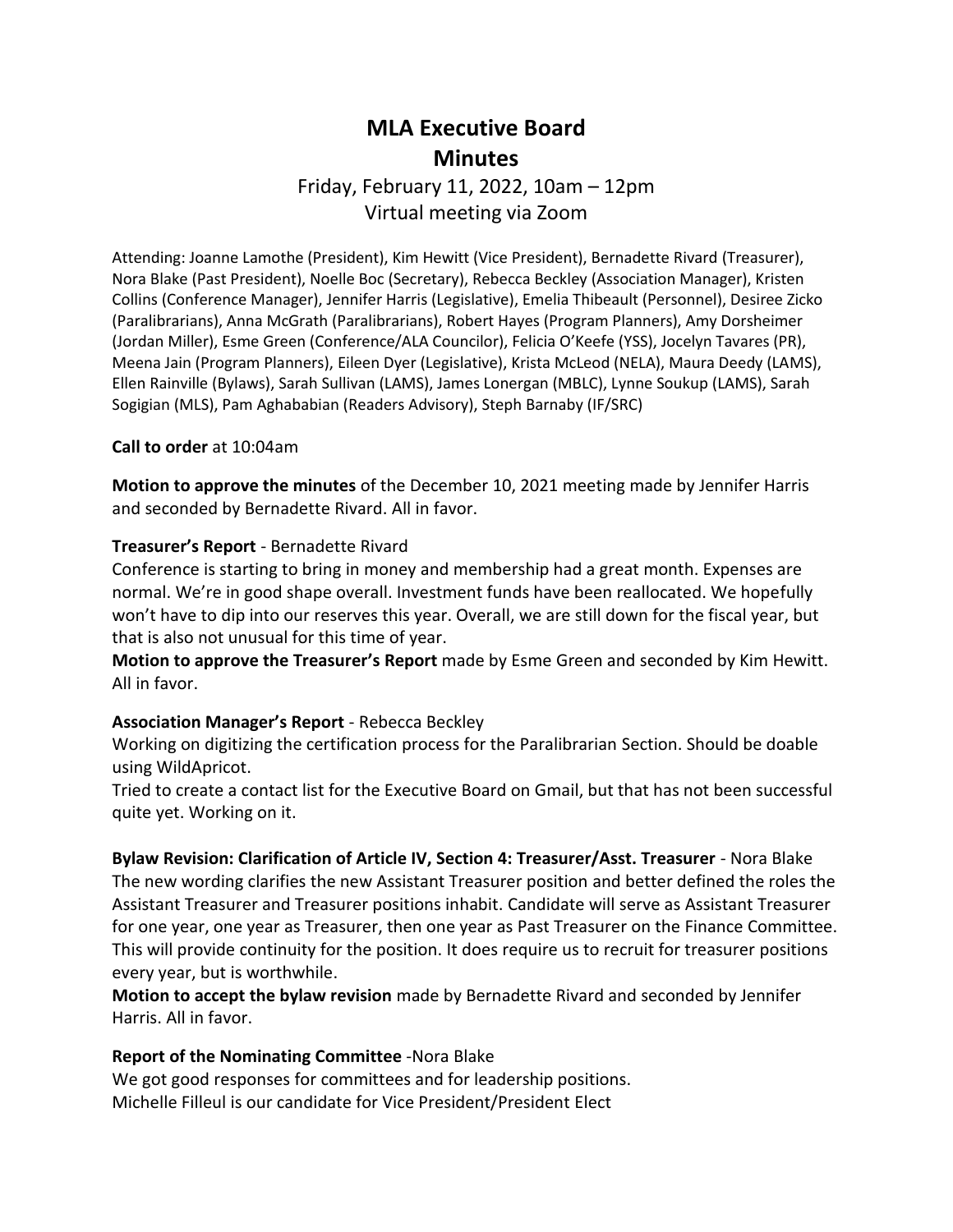# MLA Executive Board Minutes

Friday, February 11, 2022, 10am – 12pm
Virtual meeting via Zoom

Attending: Joanne Lamothe (President), Kim Hewitt (Vice President), Bernadette Rivard (Treasurer), Nora Blake (Past President), Noelle Boc (Secretary), Rebecca Beckley (Association Manager), Kristen Collins (Conference Manager), Jennifer Harris (Legislative), Emelia Thibeault (Personnel), Desiree Zicko (Paralibrarians), Anna McGrath (Paralibrarians), Robert Hayes (Program Planners), Amy Dorsheimer (Jordan Miller), Esme Green (Conference/ALA Councilor), Felicia O'Keefe (YSS), Jocelyn Tavares (PR), Meena Jain (Program Planners), Eileen Dyer (Legislative), Krista McLeod (NELA), Maura Deedy (LAMS), Ellen Rainville (Bylaws), Sarah Sullivan (LAMS), James Lonergan (MBLC), Lynne Soukup (LAMS), Sarah Sogigian (MLS), Pam Aghababian (Readers Advisory), Steph Barnaby (IF/SRC)

**Call to order** at 10:04am

**Motion to approve the minutes** of the December 10, 2021 meeting made by Jennifer Harris and seconded by Bernadette Rivard. All in favor.

**Treasurer's Report** - Bernadette Rivard
Conference is starting to bring in money and membership had a great month. Expenses are normal. We're in good shape overall. Investment funds have been reallocated. We hopefully won't have to dip into our reserves this year. Overall, we are still down for the fiscal year, but that is also not unusual for this time of year.
**Motion to approve the Treasurer's Report** made by Esme Green and seconded by Kim Hewitt. All in favor.

**Association Manager's Report** - Rebecca Beckley
Working on digitizing the certification process for the Paralibrarian Section. Should be doable using WildApricot.
Tried to create a contact list for the Executive Board on Gmail, but that has not been successful quite yet. Working on it.

**Bylaw Revision: Clarification of Article IV, Section 4: Treasurer/Asst. Treasurer** - Nora Blake
The new wording clarifies the new Assistant Treasurer position and better defined the roles the Assistant Treasurer and Treasurer positions inhabit. Candidate will serve as Assistant Treasurer for one year, one year as Treasurer, then one year as Past Treasurer on the Finance Committee. This will provide continuity for the position. It does require us to recruit for treasurer positions every year, but is worthwhile.
**Motion to accept the bylaw revision** made by Bernadette Rivard and seconded by Jennifer Harris. All in favor.

**Report of the Nominating Committee** -Nora Blake
We got good responses for committees and for leadership positions.
Michelle Filleul is our candidate for Vice President/President Elect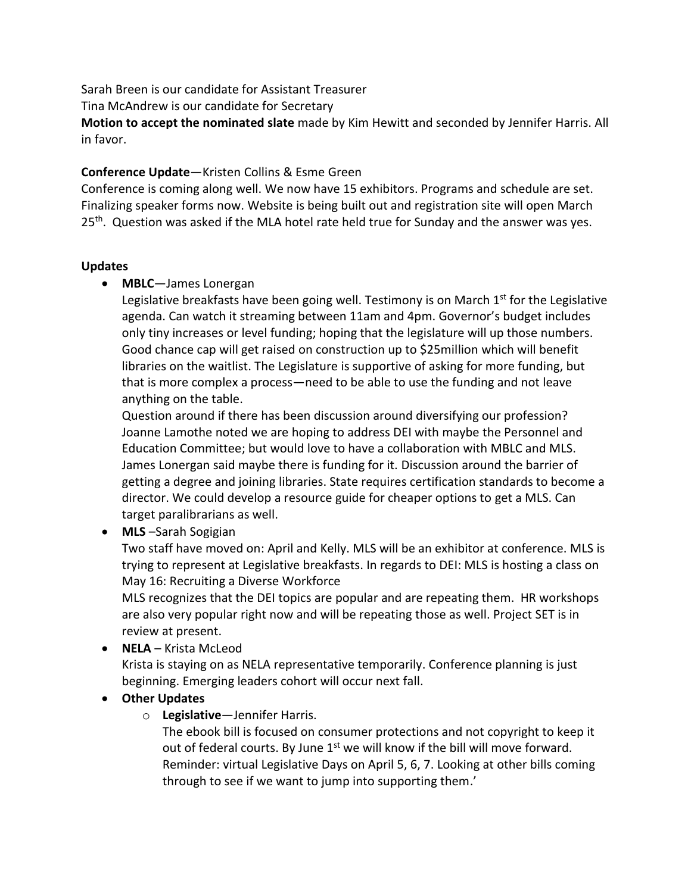Sarah Breen is our candidate for Assistant Treasurer
Tina McAndrew is our candidate for Secretary
**Motion to accept the nominated slate** made by Kim Hewitt and seconded by Jennifer Harris. All in favor.

**Conference Update**—Kristen Collins & Esme Green
Conference is coming along well. We now have 15 exhibitors. Programs and schedule are set. Finalizing speaker forms now. Website is being built out and registration site will open March 25th. Question was asked if the MLA hotel rate held true for Sunday and the answer was yes.

**Updates**

- **MBLC**—James Lonergan
  Legislative breakfasts have been going well. Testimony is on March 1st for the Legislative agenda. Can watch it streaming between 11am and 4pm. Governor's budget includes only tiny increases or level funding; hoping that the legislature will up those numbers. Good chance cap will get raised on construction up to $25million which will benefit libraries on the waitlist. The Legislature is supportive of asking for more funding, but that is more complex a process—need to be able to use the funding and not leave anything on the table.
  Question around if there has been discussion around diversifying our profession? Joanne Lamothe noted we are hoping to address DEI with maybe the Personnel and Education Committee; but would love to have a collaboration with MBLC and MLS. James Lonergan said maybe there is funding for it. Discussion around the barrier of getting a degree and joining libraries. State requires certification standards to become a director. We could develop a resource guide for cheaper options to get a MLS. Can target paralibrarians as well.
- **MLS** –Sarah Sogigian
  Two staff have moved on: April and Kelly. MLS will be an exhibitor at conference. MLS is trying to represent at Legislative breakfasts. In regards to DEI: MLS is hosting a class on May 16: Recruiting a Diverse Workforce
  MLS recognizes that the DEI topics are popular and are repeating them. HR workshops are also very popular right now and will be repeating those as well. Project SET is in review at present.
- **NELA** – Krista McLeod
  Krista is staying on as NELA representative temporarily. Conference planning is just beginning. Emerging leaders cohort will occur next fall.
- **Other Updates**
  - **Legislative**—Jennifer Harris.
    The ebook bill is focused on consumer protections and not copyright to keep it out of federal courts. By June 1st we will know if the bill will move forward. Reminder: virtual Legislative Days on April 5, 6, 7. Looking at other bills coming through to see if we want to jump into supporting them.'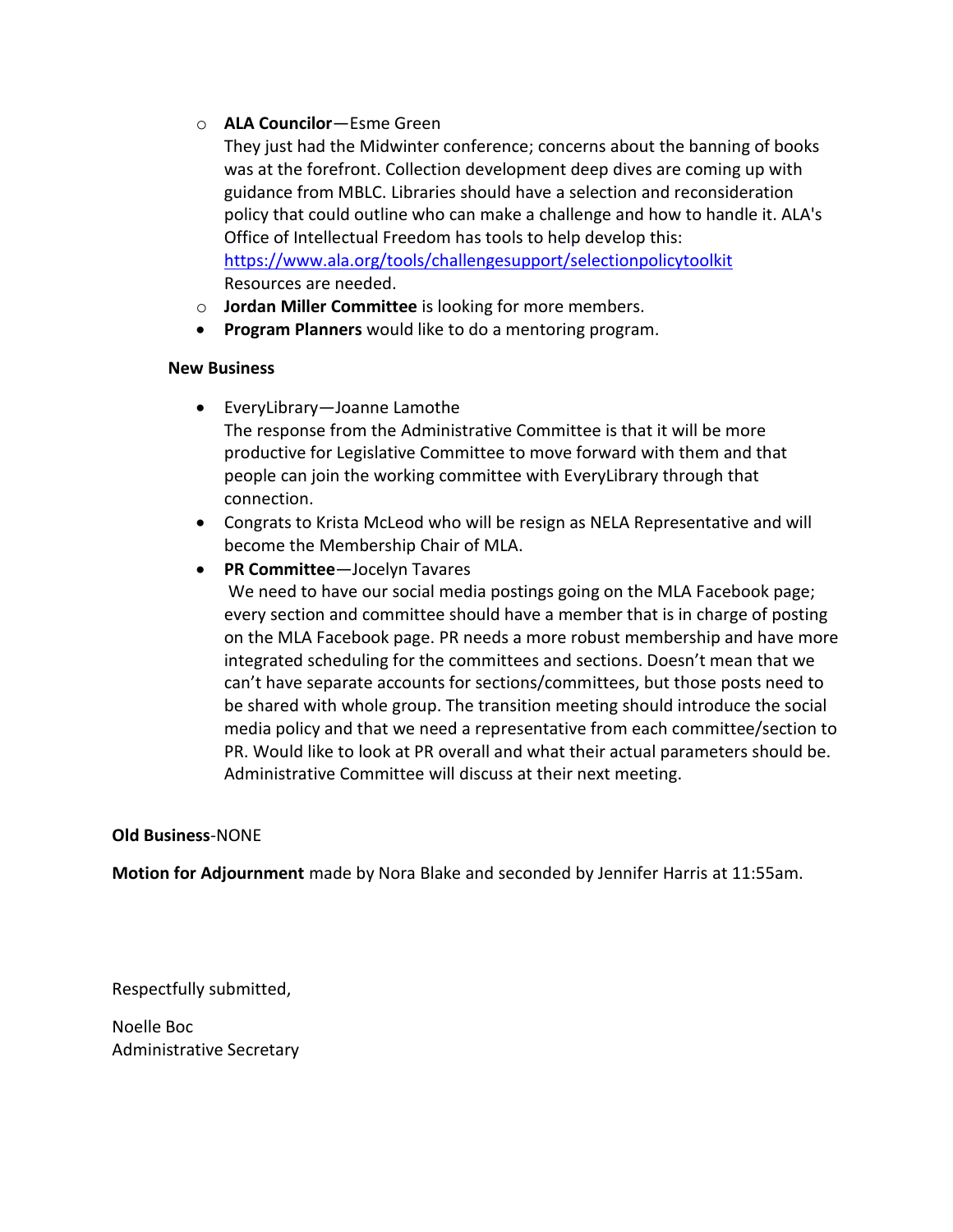- **ALA Councilor**—Esme Green
  They just had the Midwinter conference; concerns about the banning of books was at the forefront. Collection development deep dives are coming up with guidance from MBLC. Libraries should have a selection and reconsideration policy that could outline who can make a challenge and how to handle it. ALA's Office of Intellectual Freedom has tools to help develop this: https://www.ala.org/tools/challengesupport/selectionpolicytoolkit
  Resources are needed.
- **Jordan Miller Committee** is looking for more members.
- **Program Planners** would like to do a mentoring program.

**New Business**

- EveryLibrary—Joanne Lamothe
  The response from the Administrative Committee is that it will be more productive for Legislative Committee to move forward with them and that people can join the working committee with EveryLibrary through that connection.
- Congrats to Krista McLeod who will be resign as NELA Representative and will become the Membership Chair of MLA.
- **PR Committee**—Jocelyn Tavares
  We need to have our social media postings going on the MLA Facebook page; every section and committee should have a member that is in charge of posting on the MLA Facebook page. PR needs a more robust membership and have more integrated scheduling for the committees and sections. Doesn't mean that we can't have separate accounts for sections/committees, but those posts need to be shared with whole group. The transition meeting should introduce the social media policy and that we need a representative from each committee/section to PR. Would like to look at PR overall and what their actual parameters should be. Administrative Committee will discuss at their next meeting.

**Old Business**-NONE

**Motion for Adjournment** made by Nora Blake and seconded by Jennifer Harris at 11:55am.

Respectfully submitted,

Noelle Boc
Administrative Secretary